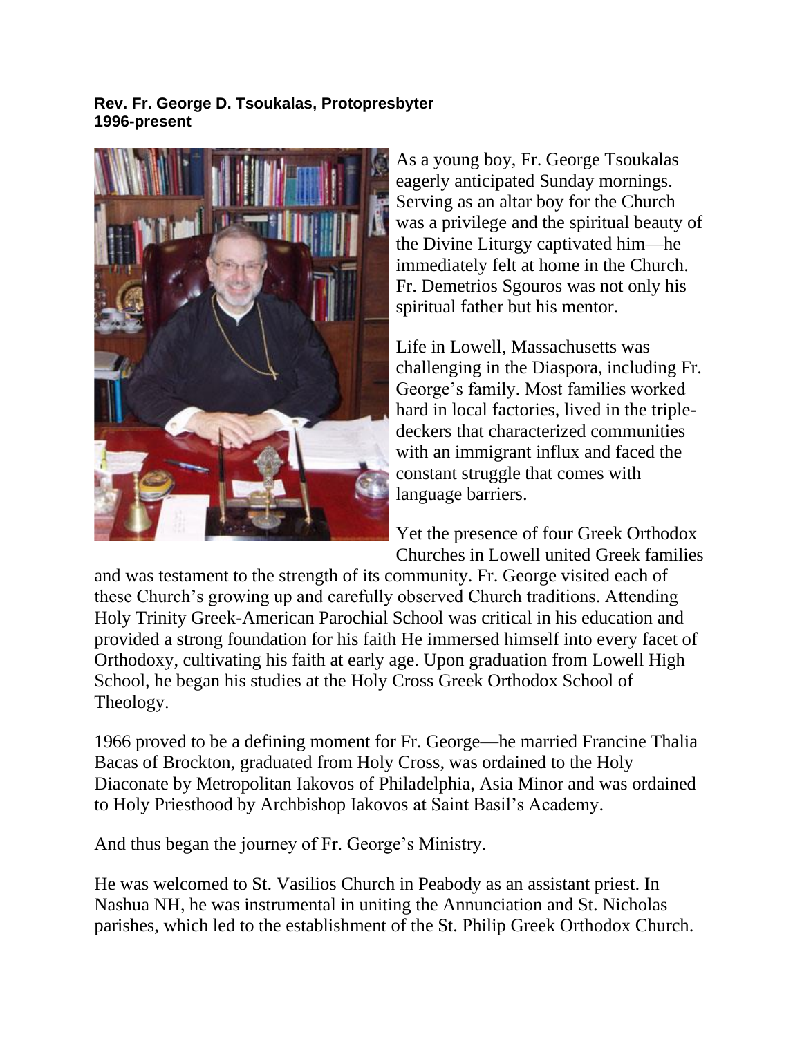**Rev. Fr. George D. Tsoukalas, Protopresbyter**
**1996-present**

As a young boy, Fr. George Tsoukalas eagerly anticipated Sunday mornings. Serving as an altar boy for the Church was a privilege and the spiritual beauty of the Divine Liturgy captivated him—he immediately felt at home in the Church. Fr. Demetrios Sgouros was not only his spiritual father but his mentor.

Life in Lowell, Massachusetts was challenging in the Diaspora, including Fr. George's family. Most families worked hard in local factories, lived in the triple-deckers that characterized communities with an immigrant influx and faced the constant struggle that comes with language barriers.

Yet the presence of four Greek Orthodox Churches in Lowell united Greek families and was testament to the strength of its community. Fr. George visited each of these Church's growing up and carefully observed Church traditions. Attending Holy Trinity Greek-American Parochial School was critical in his education and provided a strong foundation for his faith He immersed himself into every facet of Orthodoxy, cultivating his faith at early age. Upon graduation from Lowell High School, he began his studies at the Holy Cross Greek Orthodox School of Theology.

1966 proved to be a defining moment for Fr. George—he married Francine Thalia Bacas of Brockton, graduated from Holy Cross, was ordained to the Holy Diaconate by Metropolitan Iakovos of Philadelphia, Asia Minor and was ordained to Holy Priesthood by Archbishop Iakovos at Saint Basil's Academy.

And thus began the journey of Fr. George's Ministry.

He was welcomed to St. Vasilios Church in Peabody as an assistant priest. In Nashua NH, he was instrumental in uniting the Annunciation and St. Nicholas parishes, which led to the establishment of the St. Philip Greek Orthodox Church.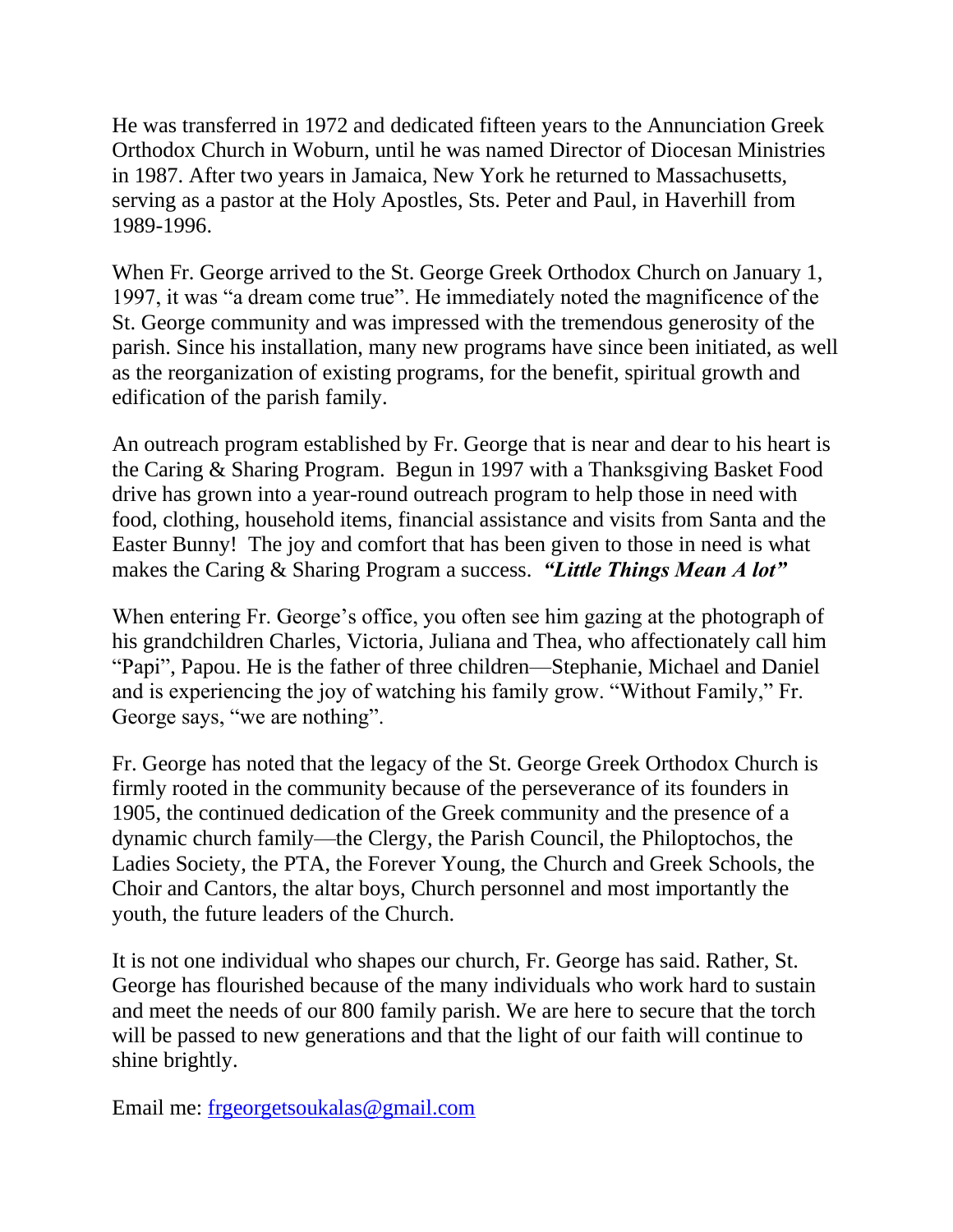He was transferred in 1972 and dedicated fifteen years to the Annunciation Greek Orthodox Church in Woburn, until he was named Director of Diocesan Ministries in 1987. After two years in Jamaica, New York he returned to Massachusetts, serving as a pastor at the Holy Apostles, Sts. Peter and Paul, in Haverhill from 1989-1996.

When Fr. George arrived to the St. George Greek Orthodox Church on January 1, 1997, it was "a dream come true". He immediately noted the magnificence of the St. George community and was impressed with the tremendous generosity of the parish. Since his installation, many new programs have since been initiated, as well as the reorganization of existing programs, for the benefit, spiritual growth and edification of the parish family.

An outreach program established by Fr. George that is near and dear to his heart is the Caring & Sharing Program. Begun in 1997 with a Thanksgiving Basket Food drive has grown into a year-round outreach program to help those in need with food, clothing, household items, financial assistance and visits from Santa and the Easter Bunny! The joy and comfort that has been given to those in need is what makes the Caring & Sharing Program a success. ***"Little Things Mean A lot"***

When entering Fr. George's office, you often see him gazing at the photograph of his grandchildren Charles, Victoria, Juliana and Thea, who affectionately call him "Papi", Papou. He is the father of three children—Stephanie, Michael and Daniel and is experiencing the joy of watching his family grow. "Without Family," Fr. George says, "we are nothing".

Fr. George has noted that the legacy of the St. George Greek Orthodox Church is firmly rooted in the community because of the perseverance of its founders in 1905, the continued dedication of the Greek community and the presence of a dynamic church family—the Clergy, the Parish Council, the Philoptochos, the Ladies Society, the PTA, the Forever Young, the Church and Greek Schools, the Choir and Cantors, the altar boys, Church personnel and most importantly the youth, the future leaders of the Church.

It is not one individual who shapes our church, Fr. George has said. Rather, St. George has flourished because of the many individuals who work hard to sustain and meet the needs of our 800 family parish. We are here to secure that the torch will be passed to new generations and that the light of our faith will continue to shine brightly.

Email me: [frgeorgetsoukalas@gmail.com](mailto:frgeorgetsoukalas@gmail.com)